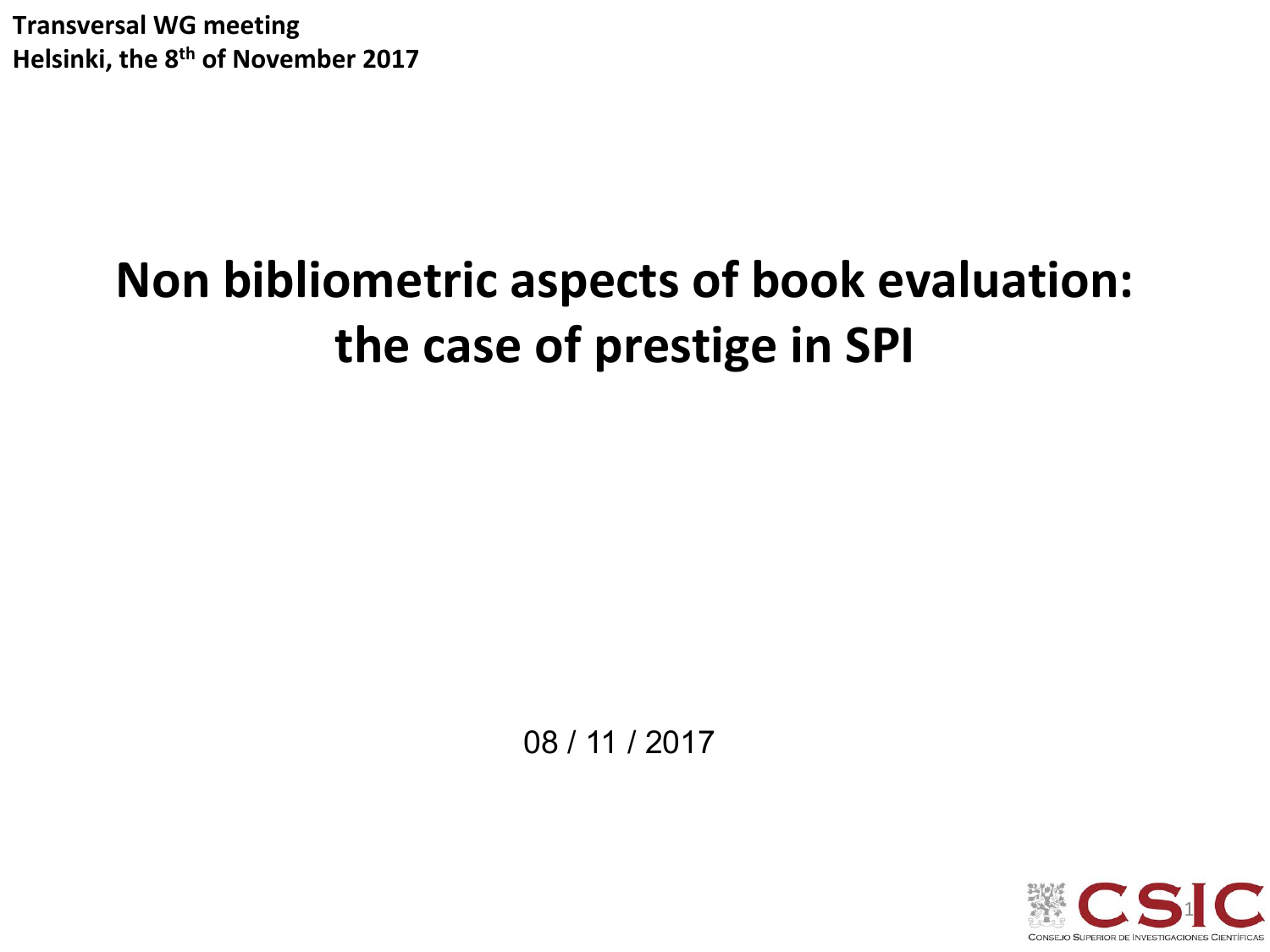**Transversal WG meeting**
**Helsinki, the 8th of November 2017**

# Non bibliometric aspects of book evaluation: the case of prestige in SPI

08 / 11 / 2017

CONSEJO SUPERIOR DE INVESTIGACIONES CIENTÍFICAS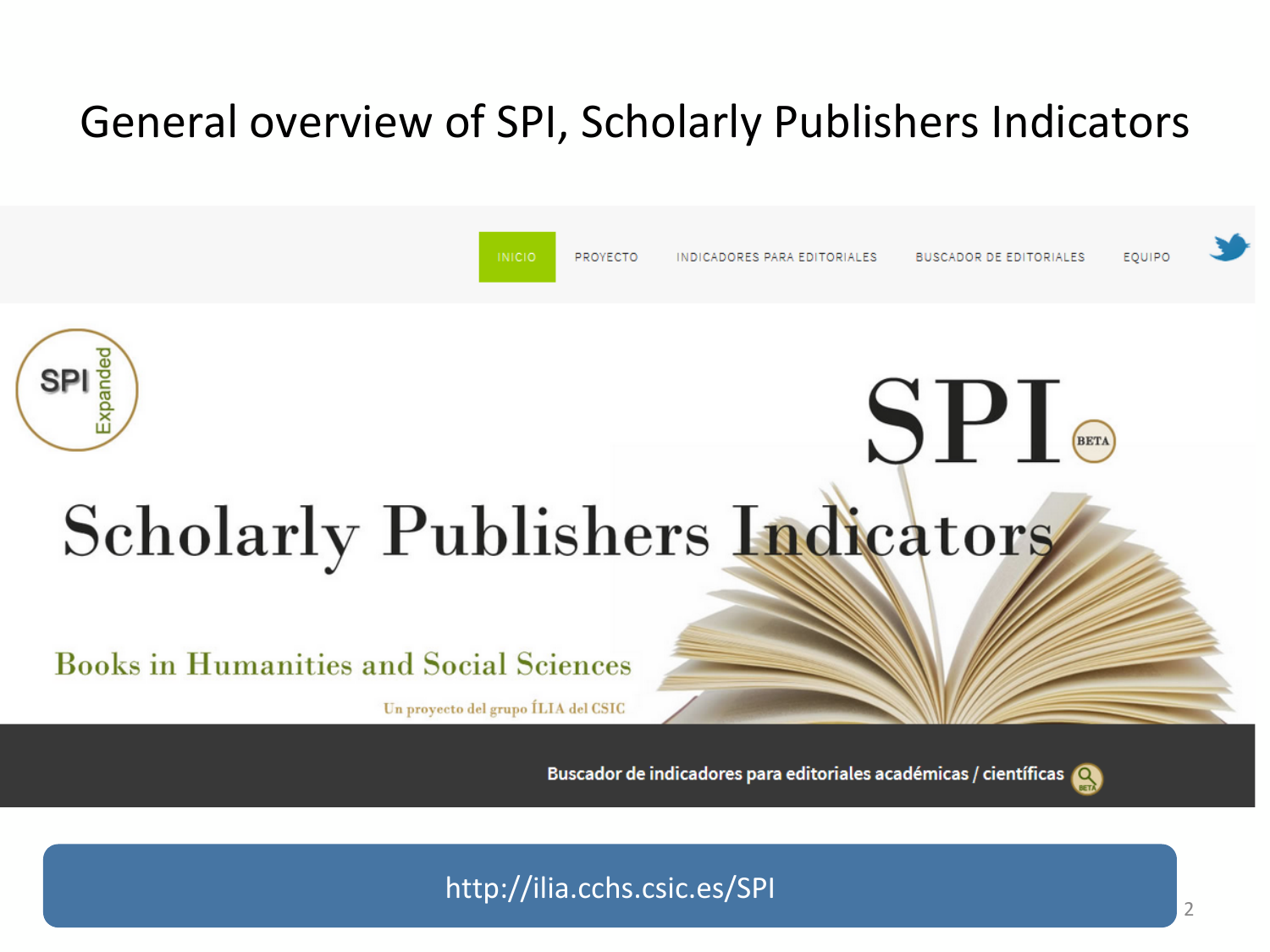# General overview of SPI, Scholarly Publishers Indicators

INICIO PROYECTO INDICADORES PARA EDITORIALES BUSCADOR DE EDITORIALES EQUIPO

SPI Expanded

SPI BETA

Scholarly Publishers Indicators

Books in Humanities and Social Sciences

Un proyecto del grupo ÍLIA del CSIC

Buscador de indicadores para editoriales académicas / científicas

http://ilia.cchs.csic.es/SPI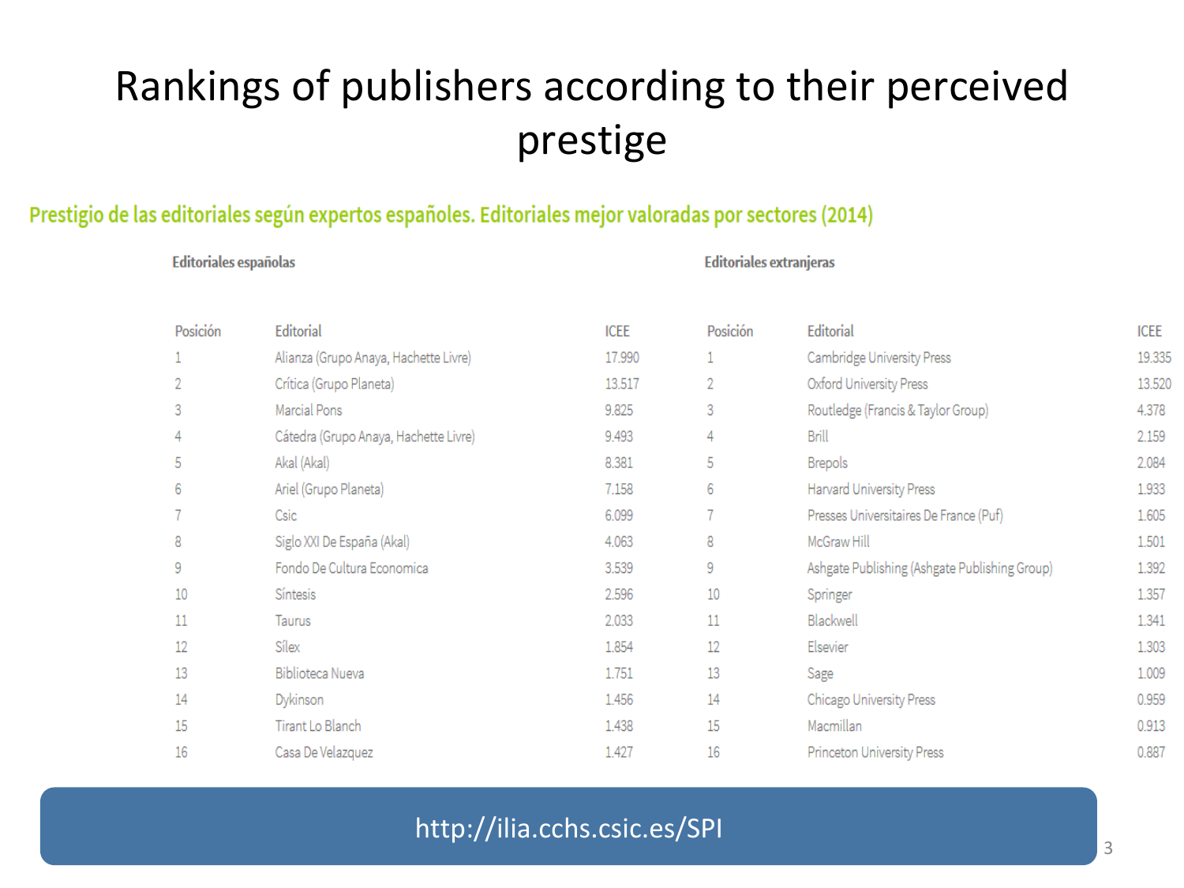# Rankings of publishers according to their perceived prestige

## Prestigio de las editoriales según expertos españoles. Editoriales mejor valoradas por sectores (2014)

**Editoriales españolas**

| Posición | Editorial | ICEE |
|---|---|---|
| 1 | Alianza (Grupo Anaya, Hachette Livre) | 17.990 |
| 2 | Crítica (Grupo Planeta) | 13.517 |
| 3 | Marcial Pons | 9.825 |
| 4 | Cátedra (Grupo Anaya, Hachette Livre) | 9.493 |
| 5 | Akal (Akal) | 8.381 |
| 6 | Ariel (Grupo Planeta) | 7.158 |
| 7 | Csic | 6.099 |
| 8 | Siglo XXI De España (Akal) | 4.063 |
| 9 | Fondo De Cultura Economica | 3.539 |
| 10 | Síntesis | 2.596 |
| 11 | Taurus | 2.033 |
| 12 | Sílex | 1.854 |
| 13 | Biblioteca Nueva | 1.751 |
| 14 | Dykinson | 1.456 |
| 15 | Tirant Lo Blanch | 1.438 |
| 16 | Casa De Velazquez | 1.427 |

**Editoriales extranjeras**

| Posición | Editorial | ICEE |
|---|---|---|
| 1 | Cambridge University Press | 19.335 |
| 2 | Oxford University Press | 13.520 |
| 3 | Routledge (Francis & Taylor Group) | 4.378 |
| 4 | Brill | 2.159 |
| 5 | Brepols | 2.084 |
| 6 | Harvard University Press | 1.933 |
| 7 | Presses Universitaires De France (Puf) | 1.605 |
| 8 | McGraw Hill | 1.501 |
| 9 | Ashgate Publishing (Ashgate Publishing Group) | 1.392 |
| 10 | Springer | 1.357 |
| 11 | Blackwell | 1.341 |
| 12 | Elsevier | 1.303 |
| 13 | Sage | 1.009 |
| 14 | Chicago University Press | 0.959 |
| 15 | Macmillan | 0.913 |
| 16 | Princeton University Press | 0.887 |

http://ilia.cchs.csic.es/SPI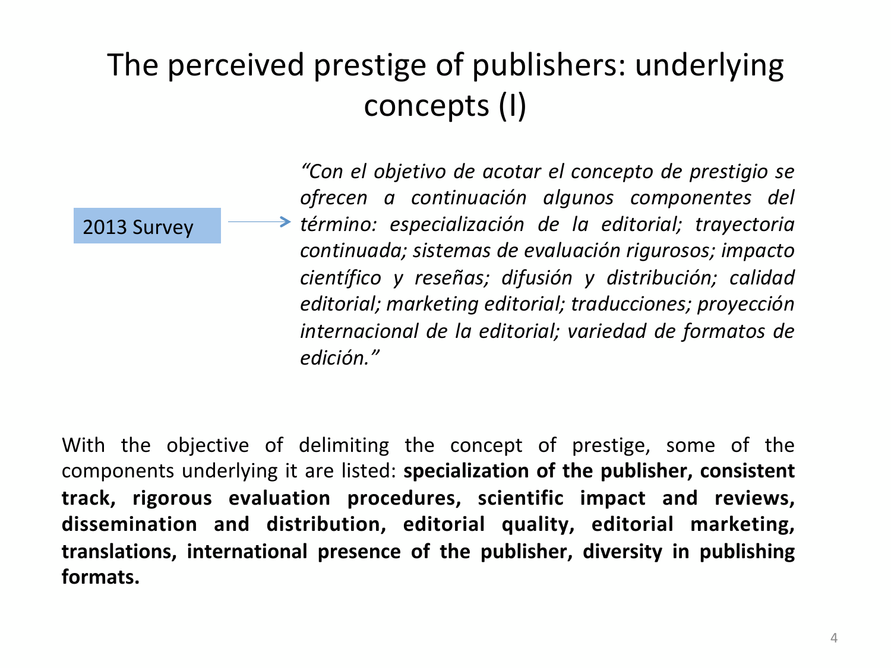# The perceived prestige of publishers: underlying concepts (I)

2013 Survey → *"Con el objetivo de acotar el concepto de prestigio se ofrecen a continuación algunos componentes del término: especialización de la editorial; trayectoria continuada; sistemas de evaluación rigurosos; impacto científico y reseñas; difusión y distribución; calidad editorial; marketing editorial; traducciones; proyección internacional de la editorial; variedad de formatos de edición."*

With the objective of delimiting the concept of prestige, some of the components underlying it are listed: **specialization of the publisher, consistent track, rigorous evaluation procedures, scientific impact and reviews, dissemination and distribution, editorial quality, editorial marketing, translations, international presence of the publisher, diversity in publishing formats.**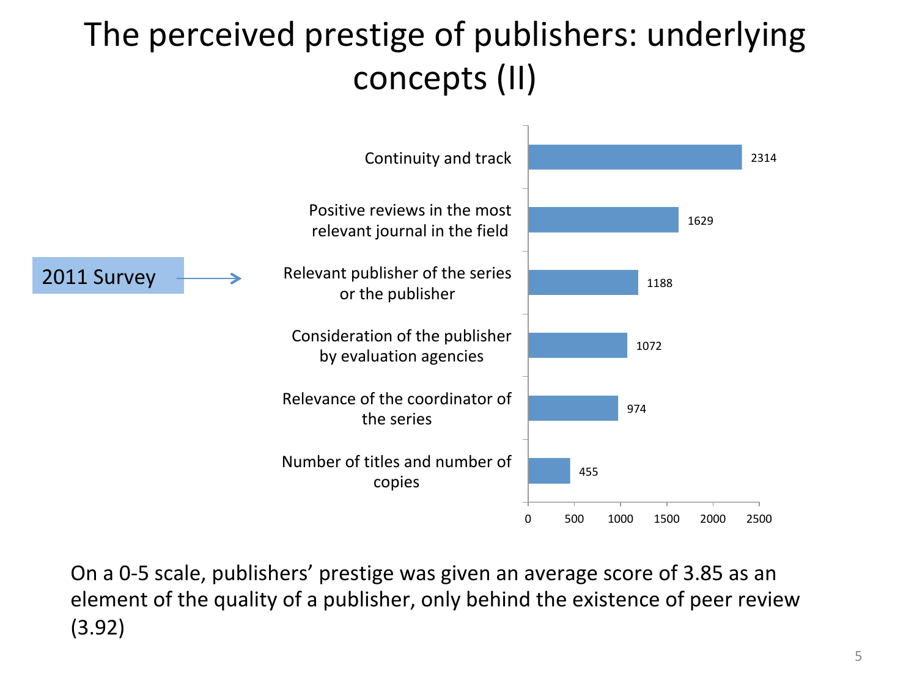# The perceived prestige of publishers: underlying concepts (II)

2011 Survey

| | |
|---|---|
| Continuity and track | 2314 |
| Positive reviews in the most relevant journal in the field | 1629 |
| Relevant publisher of the series or the publisher | 1188 |
| Consideration of the publisher by evaluation agencies | 1072 |
| Relevance of the coordinator of the series | 974 |
| Number of titles and number of copies | 455 |

On a 0-5 scale, publishers' prestige was given an average score of 3.85 as an element of the quality of a publisher, only behind the existence of peer review (3.92)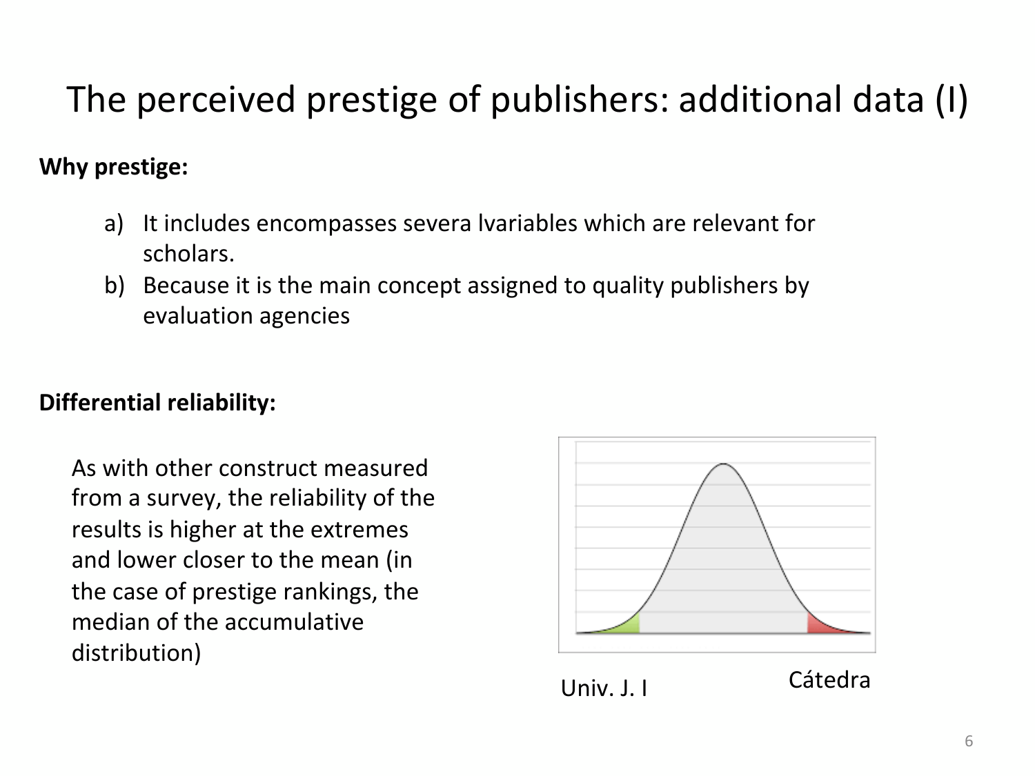# The perceived prestige of publishers: additional data (I)

**Why prestige:**

a) It includes encompasses severa lvariables which are relevant for scholars.
b) Because it is the main concept assigned to quality publishers by evaluation agencies

**Differential reliability:**

As with other construct measured from a survey, the reliability of the results is higher at the extremes and lower closer to the mean (in the case of prestige rankings, the median of the accumulative distribution)

Univ. J. I

Cátedra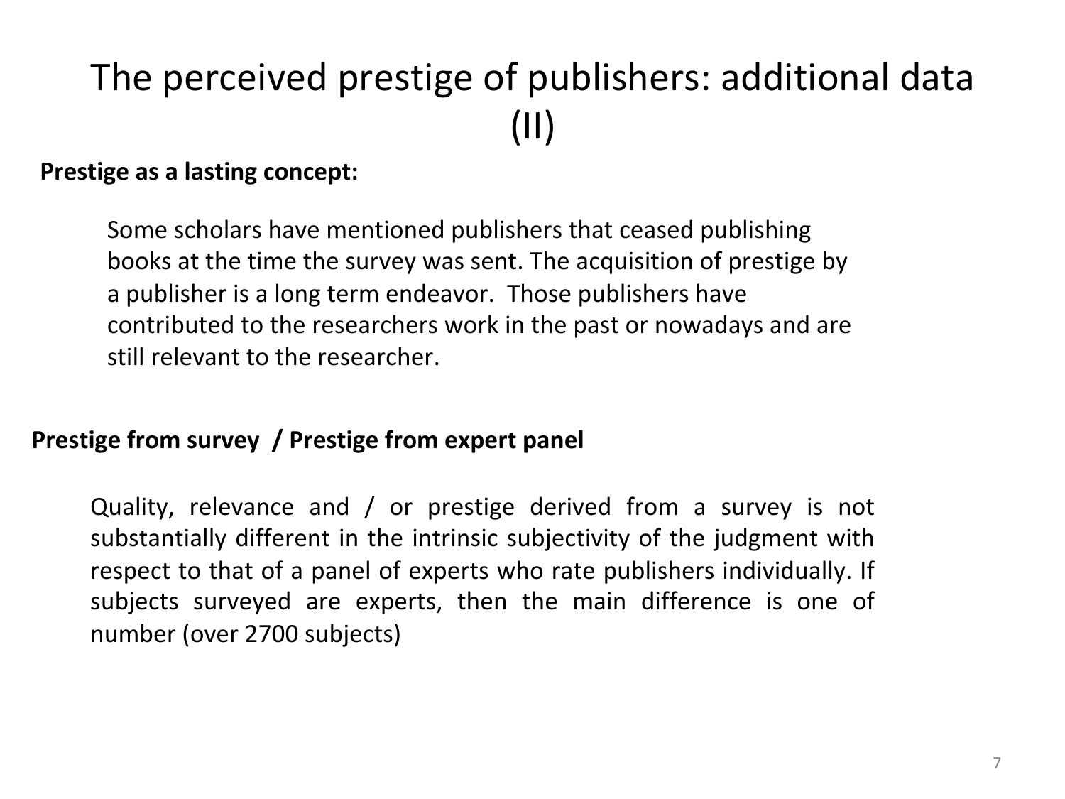# The perceived prestige of publishers: additional data (II)

**Prestige as a lasting concept:**

Some scholars have mentioned publishers that ceased publishing books at the time the survey was sent. The acquisition of prestige by a publisher is a long term endeavor. Those publishers have contributed to the researchers work in the past or nowadays and are still relevant to the researcher.

**Prestige from survey / Prestige from expert panel**

Quality, relevance and / or prestige derived from a survey is not substantially different in the intrinsic subjectivity of the judgment with respect to that of a panel of experts who rate publishers individually. If subjects surveyed are experts, then the main difference is one of number (over 2700 subjects)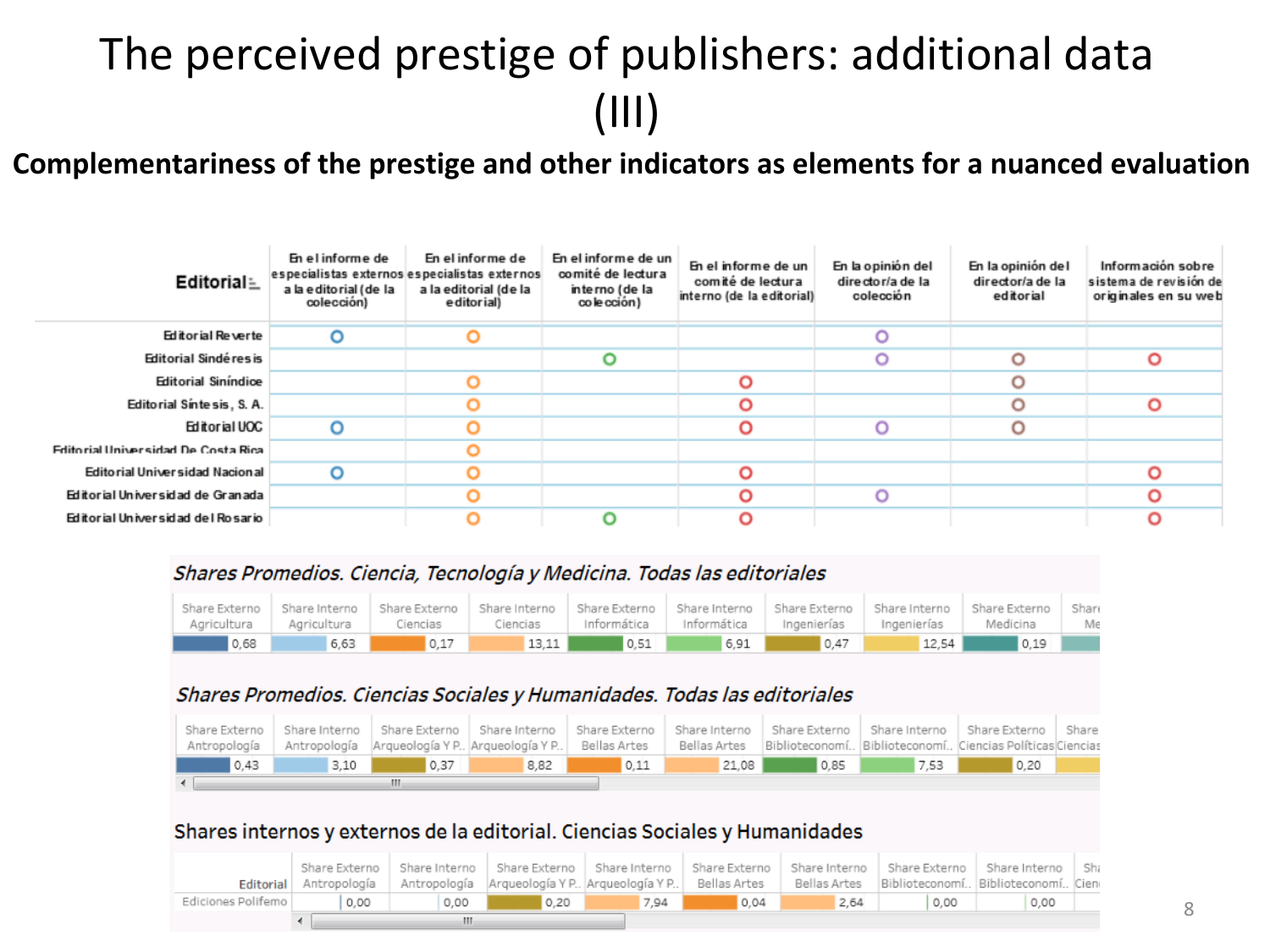# The perceived prestige of publishers: additional data (III)

**Complementariness of the prestige and other indicators as elements for a nuanced evaluation**

| Editorial | En el informe de especialistas externos a la editorial (de la colección) | En el informe de especialistas externos a la editorial (de la editorial) | En el informe de un comité de lectura interno (de la colección) | En el informe de un comité de lectura interno (de la editorial) | En la opinión del director/a de la colección | En la opinión del director/a de la editorial | Información sobre sistema de revisión de originales en su web |
|---|---|---|---|---|---|---|---|
| Editorial Reverte | o | o | | | o | | |
| Editorial Sindéresis | | | o | | o | o | o |
| Editorial Siníndice | | o | | o | | o | |
| Editorial Síntesis, S. A. | | o | | o | | o | o |
| Editorial UOC | o | o | | o | o | o | |
| Editorial Universidad De Costa Rica | | o | | | | | |
| Editorial Universidad Nacional | o | o | | o | | | o |
| Editorial Universidad de Granada | | o | | o | o | | o |
| Editorial Universidad del Rosario | | o | o | o | | | o |

*Shares Promedios. Ciencia, Tecnología y Medicina. Todas las editoriales*

| Share Externo Agricultura | Share Interno Agricultura | Share Externo Ciencias | Share Interno Ciencias | Share Externo Informática | Share Interno Informática | Share Externo Ingenierías | Share Interno Ingenierías | Share Externo Medicina | Share Me |
|---|---|---|---|---|---|---|---|---|---|
| 0,68 | 6,63 | 0,17 | 13,11 | 0,51 | 6,91 | 0,47 | 12,54 | 0,19 | |

*Shares Promedios. Ciencias Sociales y Humanidades. Todas las editoriales*

| Share Externo Antropología | Share Interno Antropología | Share Externo Arqueología Y P.. | Share Interno Arqueología Y P.. | Share Externo Bellas Artes | Share Interno Bellas Artes | Share Externo Biblioteconomí.. | Share Interno Biblioteconomí.. | Share Externo Ciencias Políticas | Share Ciencias |
|---|---|---|---|---|---|---|---|---|---|
| 0,43 | 3,10 | 0,37 | 8,82 | 0,11 | 21,08 | 0,85 | 7,53 | 0,20 | |

Shares internos y externos de la editorial. Ciencias Sociales y Humanidades

| Editorial | Share Externo Antropología | Share Interno Antropología | Share Externo Arqueología Y P.. | Share Interno Arqueología Y P.. | Share Externo Bellas Artes | Share Interno Bellas Artes | Share Externo Biblioteconomí.. | Share Interno Biblioteconomí.. | Sha Cien |
|---|---|---|---|---|---|---|---|---|---|
| Ediciones Polifemo | 0,00 | 0,00 | 0,20 | 7,94 | 0,04 | 2,64 | 0,00 | 0,00 | |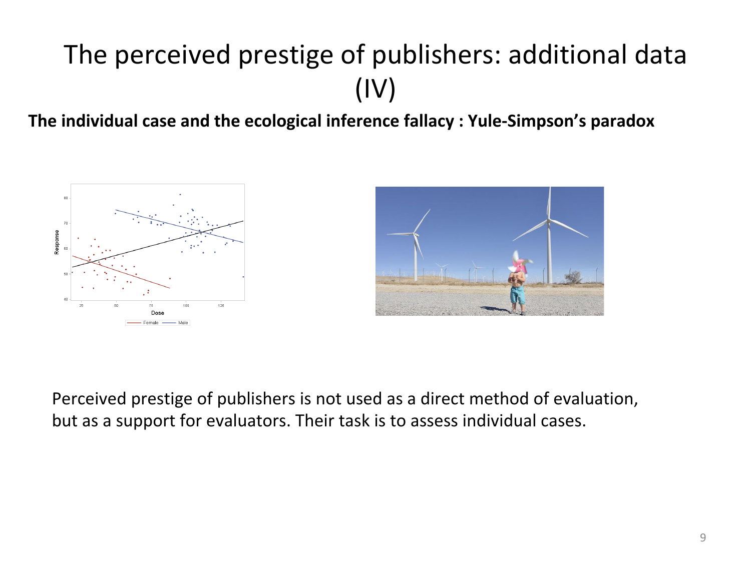# The perceived prestige of publishers: additional data (IV)

**The individual case and the ecological inference fallacy : Yule-Simpson's paradox**

Perceived prestige of publishers is not used as a direct method of evaluation, but as a support for evaluators. Their task is to assess individual cases.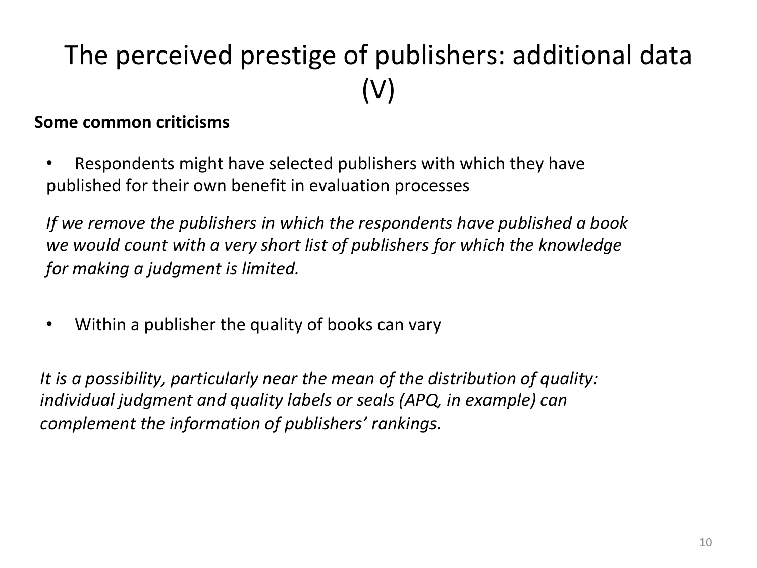# The perceived prestige of publishers: additional data (V)

**Some common criticisms**

- Respondents might have selected publishers with which they have published for their own benefit in evaluation processes

*If we remove the publishers in which the respondents have published a book we would count with a very short list of publishers for which the knowledge for making a judgment is limited.*

- Within a publisher the quality of books can vary

*It is a possibility, particularly near the mean of the distribution of quality: individual judgment and quality labels or seals (APQ, in example) can complement the information of publishers' rankings.*